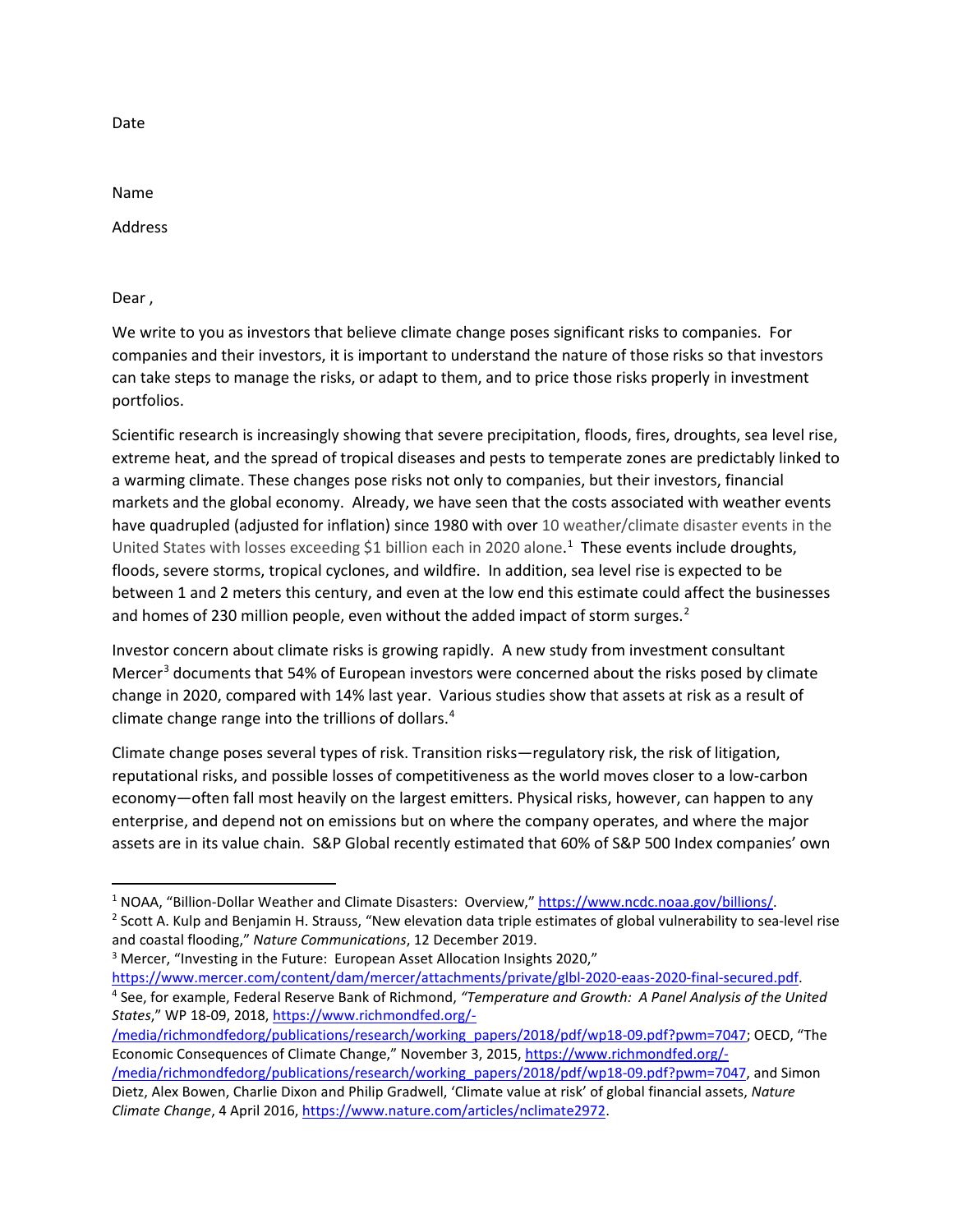Date

Name

Address

Dear ,

We write to you as investors that believe climate change poses significant risks to companies. For companies and their investors, it is important to understand the nature of those risks so that investors can take steps to manage the risks, or adapt to them, and to price those risks properly in investment portfolios.

Scientific research is increasingly showing that severe precipitation, floods, fires, droughts, sea level rise, extreme heat, and the spread of tropical diseases and pests to temperate zones are predictably linked to a warming climate. These changes pose risks not only to companies, but their investors, financial markets and the global economy. Already, we have seen that the costs associated with weather events have quadrupled (adjusted for inflation) since 1980 with over 10 weather/climate disaster events in the United States with losses exceeding $1 billion each in 2020 alone.[1] These events include droughts, floods, severe storms, tropical cyclones, and wildfire. In addition, sea level rise is expected to be between 1 and 2 meters this century, and even at the low end this estimate could affect the businesses and homes of 230 million people, even without the added impact of storm surges.[2]

Investor concern about climate risks is growing rapidly. A new study from investment consultant Mercer[3] documents that 54% of European investors were concerned about the risks posed by climate change in 2020, compared with 14% last year. Various studies show that assets at risk as a result of climate change range into the trillions of dollars.[4]

Climate change poses several types of risk. Transition risks—regulatory risk, the risk of litigation, reputational risks, and possible losses of competitiveness as the world moves closer to a low-carbon economy—often fall most heavily on the largest emitters. Physical risks, however, can happen to any enterprise, and depend not on emissions but on where the company operates, and where the major assets are in its value chain. S&P Global recently estimated that 60% of S&P 500 Index companies' own

---

[1] NOAA, "Billion-Dollar Weather and Climate Disasters: Overview," https://www.ncdc.noaa.gov/billions/.

[2] Scott A. Kulp and Benjamin H. Strauss, "New elevation data triple estimates of global vulnerability to sea-level rise and coastal flooding," *Nature Communications*, 12 December 2019.

[3] Mercer, "Investing in the Future: European Asset Allocation Insights 2020," https://www.mercer.com/content/dam/mercer/attachments/private/glbl-2020-eaas-2020-final-secured.pdf.

[4] See, for example, Federal Reserve Bank of Richmond, *"Temperature and Growth: A Panel Analysis of the United States*," WP 18-09, 2018, https://www.richmondfed.org/-/media/richmondfedorg/publications/research/working_papers/2018/pdf/wp18-09.pdf?pwm=7047; OECD, "The Economic Consequences of Climate Change," November 3, 2015, https://www.richmondfed.org/-/media/richmondfedorg/publications/research/working_papers/2018/pdf/wp18-09.pdf?pwm=7047, and Simon Dietz, Alex Bowen, Charlie Dixon and Philip Gradwell, 'Climate value at risk' of global financial assets, *Nature Climate Change*, 4 April 2016, https://www.nature.com/articles/nclimate2972.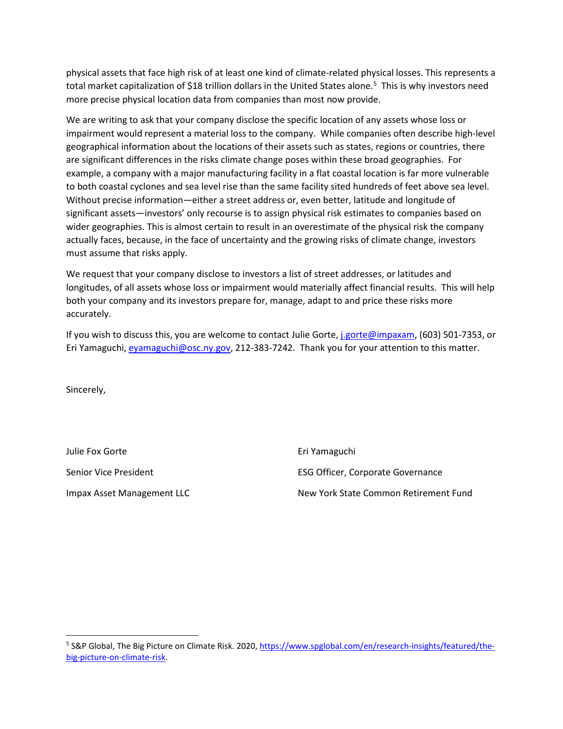physical assets that face high risk of at least one kind of climate-related physical losses. This represents a total market capitalization of $18 trillion dollars in the United States alone.[5] This is why investors need more precise physical location data from companies than most now provide.

We are writing to ask that your company disclose the specific location of any assets whose loss or impairment would represent a material loss to the company. While companies often describe high-level geographical information about the locations of their assets such as states, regions or countries, there are significant differences in the risks climate change poses within these broad geographies. For example, a company with a major manufacturing facility in a flat coastal location is far more vulnerable to both coastal cyclones and sea level rise than the same facility sited hundreds of feet above sea level. Without precise information—either a street address or, even better, latitude and longitude of significant assets—investors' only recourse is to assign physical risk estimates to companies based on wider geographies. This is almost certain to result in an overestimate of the physical risk the company actually faces, because, in the face of uncertainty and the growing risks of climate change, investors must assume that risks apply.

We request that your company disclose to investors a list of street addresses, or latitudes and longitudes, of all assets whose loss or impairment would materially affect financial results. This will help both your company and its investors prepare for, manage, adapt to and price these risks more accurately.

If you wish to discuss this, you are welcome to contact Julie Gorte, j.gorte@impaxam, (603) 501-7353, or Eri Yamaguchi, eyamaguchi@osc.ny.gov, 212-383-7242. Thank you for your attention to this matter.

Sincerely,

Julie Fox Gorte
Senior Vice President
Impax Asset Management LLC

Eri Yamaguchi
ESG Officer, Corporate Governance
New York State Common Retirement Fund

[5] S&P Global, The Big Picture on Climate Risk. 2020, https://www.spglobal.com/en/research-insights/featured/the-big-picture-on-climate-risk.